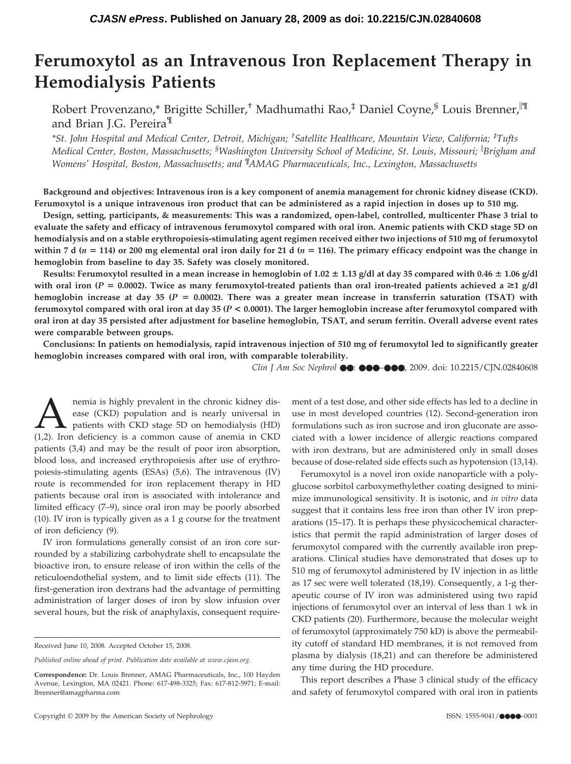# Ferumoxytol as an Intravenous Iron Replacement Therapy in Hemodialysis Patients

Robert Provenzano,* Brigitte Schiller,† Madhumathi Rao,‡ Daniel Coyne,§ Louis Brenner,‖¶ and Brian J.G. Pereira¶

*St. John Hospital and Medical Center, Detroit, Michigan; †Satellite Healthcare, Mountain View, California; ‡Tufts Medical Center, Boston, Massachusetts; §Washington University School of Medicine, St. Louis, Missouri; ‖Brigham and Womens' Hospital, Boston, Massachusetts; and ¶AMAG Pharmaceuticals, Inc., Lexington, Massachusetts

**Background and objectives: Intravenous iron is a key component of anemia management for chronic kidney disease (CKD). Ferumoxytol is a unique intravenous iron product that can be administered as a rapid injection in doses up to 510 mg.**

**Design, setting, participants, & measurements: This was a randomized, open-label, controlled, multicenter Phase 3 trial to evaluate the safety and efficacy of intravenous ferumoxytol compared with oral iron. Anemic patients with CKD stage 5D on hemodialysis and on a stable erythropoiesis-stimulating agent regimen received either two injections of 510 mg of ferumoxytol within 7 d ($n = 114$) or 200 mg elemental oral iron daily for 21 d ($n = 116$). The primary efficacy endpoint was the change in hemoglobin from baseline to day 35. Safety was closely monitored.**

**Results: Ferumoxytol resulted in a mean increase in hemoglobin of 1.02 ± 1.13 g/dl at day 35 compared with 0.46 ± 1.06 g/dl with oral iron ($P = 0.0002$). Twice as many ferumoxytol-treated patients than oral iron-treated patients achieved a ≥1 g/dl hemoglobin increase at day 35 ($P = 0.0002$). There was a greater mean increase in transferrin saturation (TSAT) with ferumoxytol compared with oral iron at day 35 ($P < 0.0001$). The larger hemoglobin increase after ferumoxytol compared with oral iron at day 35 persisted after adjustment for baseline hemoglobin, TSAT, and serum ferritin. Overall adverse event rates were comparable between groups.**

**Conclusions: In patients on hemodialysis, rapid intravenous injection of 510 mg of ferumoxytol led to significantly greater hemoglobin increases compared with oral iron, with comparable tolerability.**

*Clin J Am Soc Nephrol* ●●: ●●●–●●●, 2009. doi: 10.2215/CJN.02840608

Anemia is highly prevalent in the chronic kidney disease (CKD) population and is nearly universal in patients with CKD stage 5D on hemodialysis (HD) (1,2). Iron deficiency is a common cause of anemia in CKD patients (3,4) and may be the result of poor iron absorption, blood loss, and increased erythropoiesis after use of erythropoiesis-stimulating agents (ESAs) (5,6). The intravenous (IV) route is recommended for iron replacement therapy in HD patients because oral iron is associated with intolerance and limited efficacy (7–9), since oral iron may be poorly absorbed (10). IV iron is typically given as a 1 g course for the treatment of iron deficiency (9).

IV iron formulations generally consist of an iron core surrounded by a stabilizing carbohydrate shell to encapsulate the bioactive iron, to ensure release of iron within the cells of the reticuloendothelial system, and to limit side effects (11). The first-generation iron dextrans had the advantage of permitting administration of larger doses of iron by slow infusion over several hours, but the risk of anaphylaxis, consequent requirement of a test dose, and other side effects has led to a decline in use in most developed countries (12). Second-generation iron formulations such as iron sucrose and iron gluconate are associated with a lower incidence of allergic reactions compared with iron dextrans, but are administered only in small doses because of dose-related side effects such as hypotension (13,14).

Ferumoxytol is a novel iron oxide nanoparticle with a polyglucose sorbitol carboxymethylether coating designed to minimize immunological sensitivity. It is isotonic, and *in vitro* data suggest that it contains less free iron than other IV iron preparations (15–17). It is perhaps these physicochemical characteristics that permit the rapid administration of larger doses of ferumoxytol compared with the currently available iron preparations. Clinical studies have demonstrated that doses up to 510 mg of ferumoxytol administered by IV injection in as little as 17 sec were well tolerated (18,19). Consequently, a 1-g therapeutic course of IV iron was administered using two rapid injections of ferumoxytol over an interval of less than 1 wk in CKD patients (20). Furthermore, because the molecular weight of ferumoxytol (approximately 750 kD) is above the permeability cutoff of standard HD membranes, it is not removed from plasma by dialysis (18,21) and can therefore be administered any time during the HD procedure.

This report describes a Phase 3 clinical study of the efficacy and safety of ferumoxytol compared with oral iron in patients

Received June 10, 2008. Accepted October 15, 2008.

*Published online ahead of print. Publication date available at www.cjasn.org.*

**Correspondence:** Dr. Louis Brenner, AMAG Pharmaceuticals, Inc., 100 Hayden Avenue, Lexington, MA 02421. Phone: 617-498-3325; Fax: 617-812-5971; E-mail: lbrenner@amagpharma.com

Copyright © 2009 by the American Society of Nephrology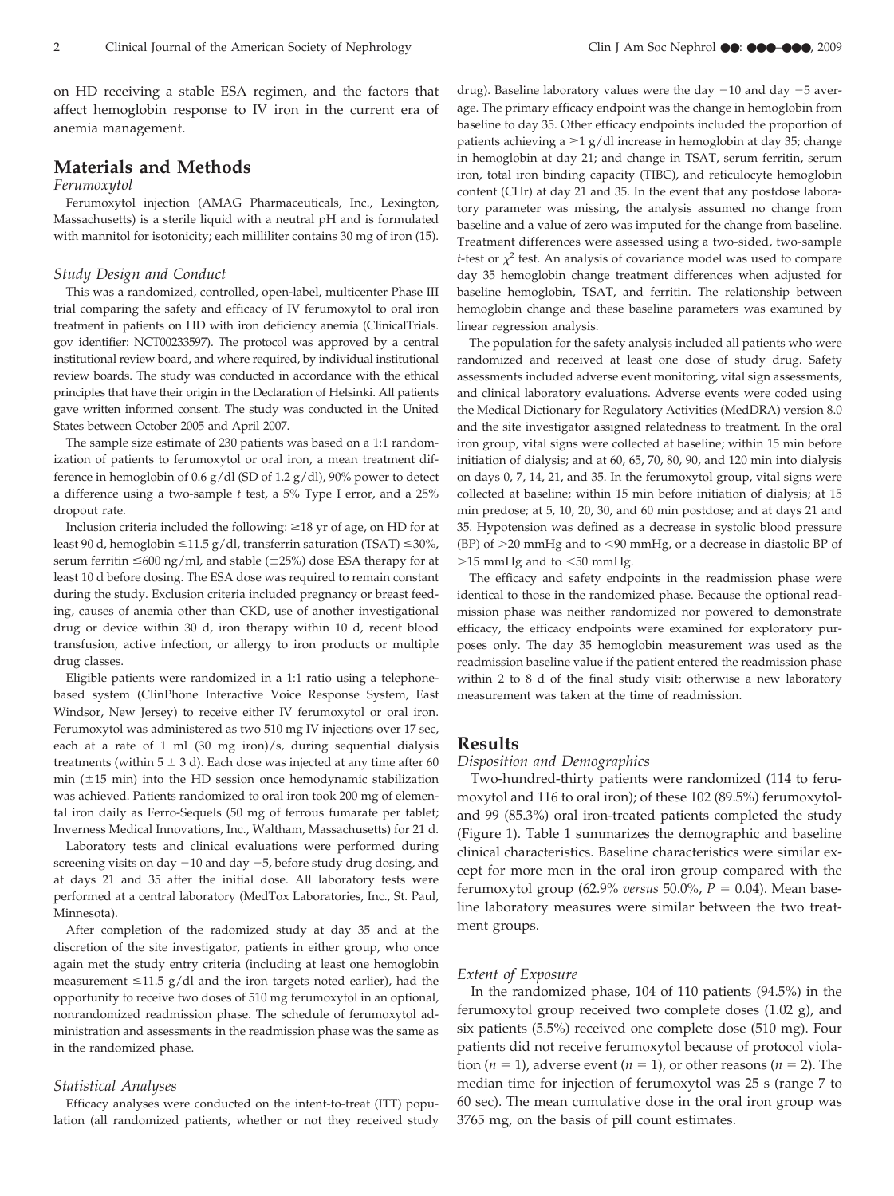on HD receiving a stable ESA regimen, and the factors that affect hemoglobin response to IV iron in the current era of anemia management.

## Materials and Methods

### *Ferumoxytol*

Ferumoxytol injection (AMAG Pharmaceuticals, Inc., Lexington, Massachusetts) is a sterile liquid with a neutral pH and is formulated with mannitol for isotonicity; each milliliter contains 30 mg of iron (15).

### *Study Design and Conduct*

This was a randomized, controlled, open-label, multicenter Phase III trial comparing the safety and efficacy of IV ferumoxytol to oral iron treatment in patients on HD with iron deficiency anemia (ClinicalTrials.gov identifier: NCT00233597). The protocol was approved by a central institutional review board, and where required, by individual institutional review boards. The study was conducted in accordance with the ethical principles that have their origin in the Declaration of Helsinki. All patients gave written informed consent. The study was conducted in the United States between October 2005 and April 2007.

The sample size estimate of 230 patients was based on a 1:1 randomization of patients to ferumoxytol or oral iron, a mean treatment difference in hemoglobin of 0.6 g/dl (SD of 1.2 g/dl), 90% power to detect a difference using a two-sample *t* test, a 5% Type I error, and a 25% dropout rate.

Inclusion criteria included the following: ≥18 yr of age, on HD for at least 90 d, hemoglobin ≤11.5 g/dl, transferrin saturation (TSAT) ≤30%, serum ferritin ≤600 ng/ml, and stable (±25%) dose ESA therapy for at least 10 d before dosing. The ESA dose was required to remain constant during the study. Exclusion criteria included pregnancy or breast feeding, causes of anemia other than CKD, use of another investigational drug or device within 30 d, iron therapy within 10 d, recent blood transfusion, active infection, or allergy to iron products or multiple drug classes.

Eligible patients were randomized in a 1:1 ratio using a telephone-based system (ClinPhone Interactive Voice Response System, East Windsor, New Jersey) to receive either IV ferumoxytol or oral iron. Ferumoxytol was administered as two 510 mg IV injections over 17 sec, each at a rate of 1 ml (30 mg iron)/s, during sequential dialysis treatments (within 5 ± 3 d). Each dose was injected at any time after 60 min (±15 min) into the HD session once hemodynamic stabilization was achieved. Patients randomized to oral iron took 200 mg of elemental iron daily as Ferro-Sequels (50 mg of ferrous fumarate per tablet; Inverness Medical Innovations, Inc., Waltham, Massachusetts) for 21 d.

Laboratory tests and clinical evaluations were performed during screening visits on day −10 and day −5, before study drug dosing, and at days 21 and 35 after the initial dose. All laboratory tests were performed at a central laboratory (MedTox Laboratories, Inc., St. Paul, Minnesota).

After completion of the radomized study at day 35 and at the discretion of the site investigator, patients in either group, who once again met the study entry criteria (including at least one hemoglobin measurement ≤11.5 g/dl and the iron targets noted earlier), had the opportunity to receive two doses of 510 mg ferumoxytol in an optional, nonrandomized readmission phase. The schedule of ferumoxytol administration and assessments in the readmission phase was the same as in the randomized phase.

### *Statistical Analyses*

Efficacy analyses were conducted on the intent-to-treat (ITT) population (all randomized patients, whether or not they received study drug). Baseline laboratory values were the day −10 and day −5 average. The primary efficacy endpoint was the change in hemoglobin from baseline to day 35. Other efficacy endpoints included the proportion of patients achieving a ≥1 g/dl increase in hemoglobin at day 35; change in hemoglobin at day 21; and change in TSAT, serum ferritin, serum iron, total iron binding capacity (TIBC), and reticulocyte hemoglobin content (CHr) at day 21 and 35. In the event that any postdose laboratory parameter was missing, the analysis assumed no change from baseline and a value of zero was imputed for the change from baseline. Treatment differences were assessed using a two-sided, two-sample *t*-test or $\chi^2$ test. An analysis of covariance model was used to compare day 35 hemoglobin change treatment differences when adjusted for baseline hemoglobin, TSAT, and ferritin. The relationship between hemoglobin change and these baseline parameters was examined by linear regression analysis.

The population for the safety analysis included all patients who were randomized and received at least one dose of study drug. Safety assessments included adverse event monitoring, vital sign assessments, and clinical laboratory evaluations. Adverse events were coded using the Medical Dictionary for Regulatory Activities (MedDRA) version 8.0 and the site investigator assigned relatedness to treatment. In the oral iron group, vital signs were collected at baseline; within 15 min before initiation of dialysis; and at 60, 65, 70, 80, 90, and 120 min into dialysis on days 0, 7, 14, 21, and 35. In the ferumoxytol group, vital signs were collected at baseline; within 15 min before initiation of dialysis; at 15 min predose; at 5, 10, 20, 30, and 60 min postdose; and at days 21 and 35. Hypotension was defined as a decrease in systolic blood pressure (BP) of >20 mmHg and to <90 mmHg, or a decrease in diastolic BP of >15 mmHg and to <50 mmHg.

The efficacy and safety endpoints in the readmission phase were identical to those in the randomized phase. Because the optional readmission phase was neither randomized nor powered to demonstrate efficacy, the efficacy endpoints were examined for exploratory purposes only. The day 35 hemoglobin measurement was used as the readmission baseline value if the patient entered the readmission phase within 2 to 8 d of the final study visit; otherwise a new laboratory measurement was taken at the time of readmission.

## Results

### *Disposition and Demographics*

Two-hundred-thirty patients were randomized (114 to ferumoxytol and 116 to oral iron); of these 102 (89.5%) ferumoxytol- and 99 (85.3%) oral iron-treated patients completed the study (Figure 1). Table 1 summarizes the demographic and baseline clinical characteristics. Baseline characteristics were similar except for more men in the oral iron group compared with the ferumoxytol group (62.9% *versus* 50.0%, $P = 0.04$). Mean baseline laboratory measures were similar between the two treatment groups.

### *Extent of Exposure*

In the randomized phase, 104 of 110 patients (94.5%) in the ferumoxytol group received two complete doses (1.02 g), and six patients (5.5%) received one complete dose (510 mg). Four patients did not receive ferumoxytol because of protocol violation ($n = 1$), adverse event ($n = 1$), or other reasons ($n = 2$). The median time for injection of ferumoxytol was 25 s (range 7 to 60 sec). The mean cumulative dose in the oral iron group was 3765 mg, on the basis of pill count estimates.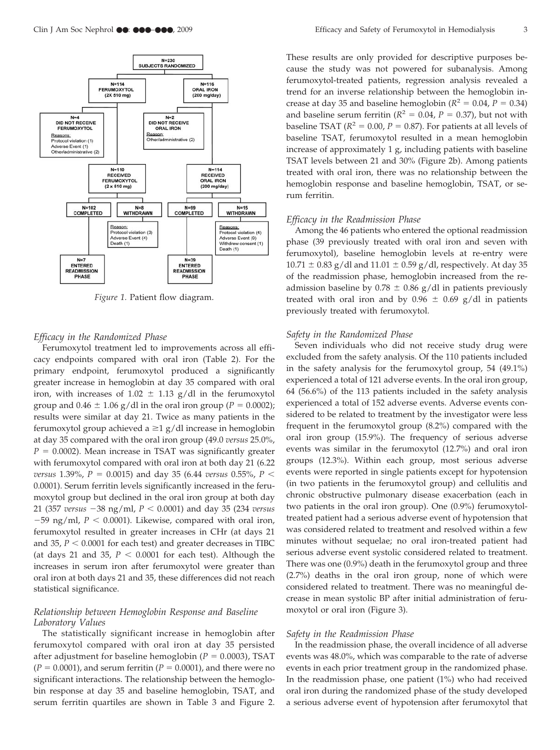Figure 1. Patient flow diagram.

## Efficacy in the Randomized Phase

Ferumoxytol treatment led to improvements across all efficacy endpoints compared with oral iron (Table 2). For the primary endpoint, ferumoxytol produced a significantly greater increase in hemoglobin at day 35 compared with oral iron, with increases of 1.02 ± 1.13 g/dl in the ferumoxytol group and 0.46 ± 1.06 g/dl in the oral iron group ($P = 0.0002$); results were similar at day 21. Twice as many patients in the ferumoxytol group achieved a ≥1 g/dl increase in hemoglobin at day 35 compared with the oral iron group (49.0 *versus* 25.0%, $P = 0.0002$). Mean increase in TSAT was significantly greater with ferumoxytol compared with oral iron at both day 21 (6.22 *versus* 1.39%, $P = 0.0015$) and day 35 (6.44 *versus* 0.55%, $P < 0.0001$). Serum ferritin levels significantly increased in the ferumoxytol group but declined in the oral iron group at both day 21 (357 *versus* −38 ng/ml, $P < 0.0001$) and day 35 (234 *versus* −59 ng/ml, $P < 0.0001$). Likewise, compared with oral iron, ferumoxytol resulted in greater increases in CHr (at days 21 and 35, $P < 0.0001$ for each test) and greater decreases in TIBC (at days 21 and 35, $P < 0.0001$ for each test). Although the increases in serum iron after ferumoxytol were greater than oral iron at both days 21 and 35, these differences did not reach statistical significance.

## Relationship between Hemoglobin Response and Baseline Laboratory Values

The statistically significant increase in hemoglobin after ferumoxytol compared with oral iron at day 35 persisted after adjustment for baseline hemoglobin ($P = 0.0003$), TSAT ($P = 0.0001$), and serum ferritin ($P = 0.0001$), and there were no significant interactions. The relationship between the hemoglobin response at day 35 and baseline hemoglobin, TSAT, and serum ferritin quartiles are shown in Table 3 and Figure 2. These results are only provided for descriptive purposes because the study was not powered for subanalysis. Among ferumoxytol-treated patients, regression analysis revealed a trend for an inverse relationship between the hemoglobin increase at day 35 and baseline hemoglobin ($R^2 = 0.04$, $P = 0.34$) and baseline serum ferritin ($R^2 = 0.04$, $P = 0.37$), but not with baseline TSAT ($R^2 = 0.00$, $P = 0.87$). For patients at all levels of baseline TSAT, ferumoxytol resulted in a mean hemoglobin increase of approximately 1 g, including patients with baseline TSAT levels between 21 and 30% (Figure 2b). Among patients treated with oral iron, there was no relationship between the hemoglobin response and baseline hemoglobin, TSAT, or serum ferritin.

## Efficacy in the Readmission Phase

Among the 46 patients who entered the optional readmission phase (39 previously treated with oral iron and seven with ferumoxytol), baseline hemoglobin levels at re-entry were 10.71 ± 0.83 g/dl and 11.01 ± 0.59 g/dl, respectively. At day 35 of the readmission phase, hemoglobin increased from the readmission baseline by 0.78 ± 0.86 g/dl in patients previously treated with oral iron and by 0.96 ± 0.69 g/dl in patients previously treated with ferumoxytol.

## Safety in the Randomized Phase

Seven individuals who did not receive study drug were excluded from the safety analysis. Of the 110 patients included in the safety analysis for the ferumoxytol group, 54 (49.1%) experienced a total of 121 adverse events. In the oral iron group, 64 (56.6%) of the 113 patients included in the safety analysis experienced a total of 152 adverse events. Adverse events considered to be related to treatment by the investigator were less frequent in the ferumoxytol group (8.2%) compared with the oral iron group (15.9%). The frequency of serious adverse events was similar in the ferumoxytol (12.7%) and oral iron groups (12.3%). Within each group, most serious adverse events were reported in single patients except for hypotension (in two patients in the ferumoxytol group) and cellulitis and chronic obstructive pulmonary disease exacerbation (each in two patients in the oral iron group). One (0.9%) ferumoxytol-treated patient had a serious adverse event of hypotension that was considered related to treatment and resolved within a few minutes without sequelae; no oral iron-treated patient had serious adverse event systolic considered related to treatment. There was one (0.9%) death in the ferumoxytol group and three (2.7%) deaths in the oral iron group, none of which were considered related to treatment. There was no meaningful decrease in mean systolic BP after initial administration of ferumoxytol or oral iron (Figure 3).

## Safety in the Readmission Phase

In the readmission phase, the overall incidence of all adverse events was 48.0%, which was comparable to the rate of adverse events in each prior treatment group in the randomized phase. In the readmission phase, one patient (1%) who had received oral iron during the randomized phase of the study developed a serious adverse event of hypotension after ferumoxytol that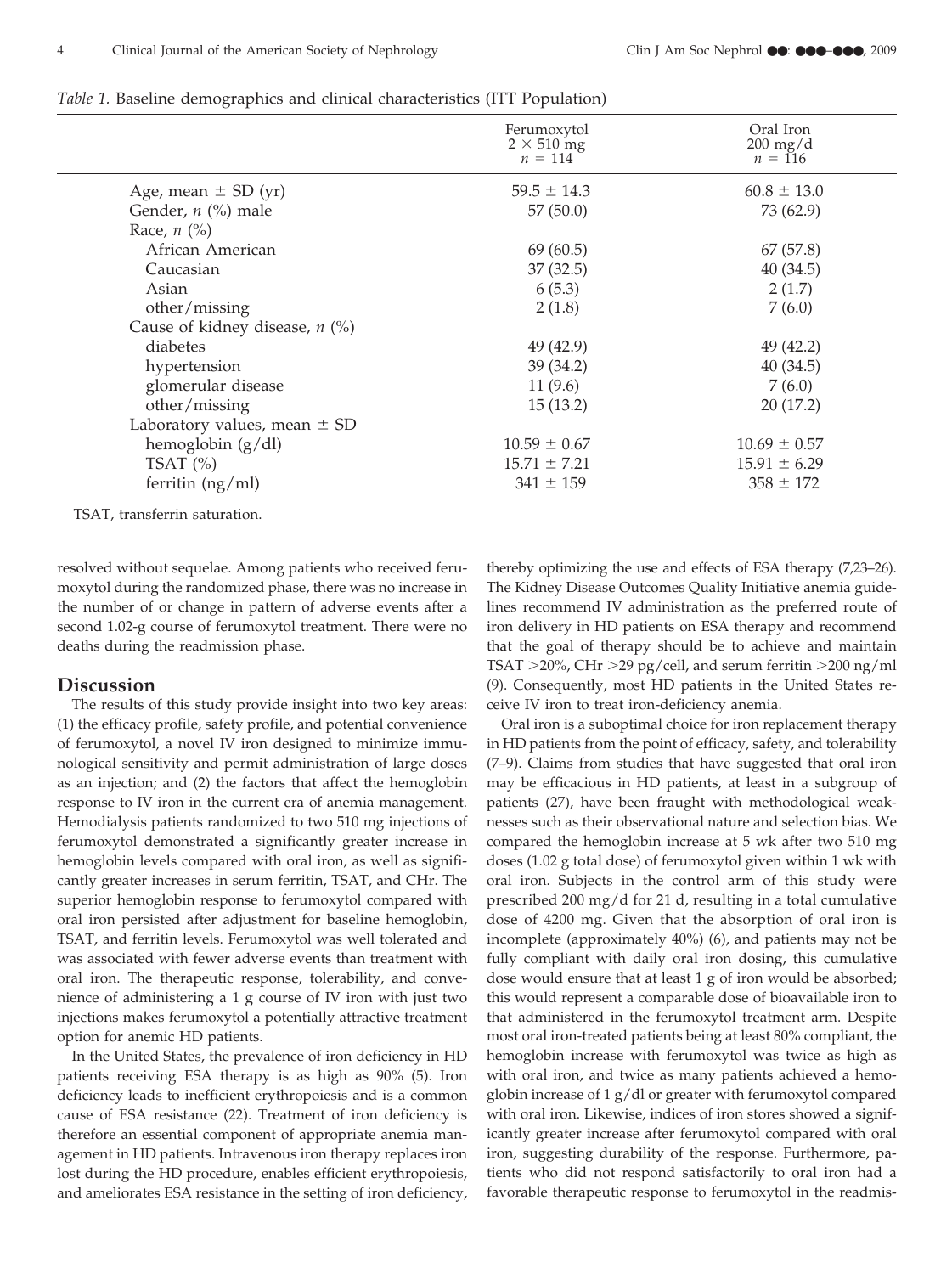*Table 1.* Baseline demographics and clinical characteristics (ITT Population)

| | Ferumoxytol $2 \times 510$ mg $n = 114$ | Oral Iron 200 mg/d $n = 116$ |
|---|---|---|
| Age, mean ± SD (yr) | 59.5 ± 14.3 | 60.8 ± 13.0 |
| Gender, *n* (%) male | 57 (50.0) | 73 (62.9) |
| Race, *n* (%) | | |
| African American | 69 (60.5) | 67 (57.8) |
| Caucasian | 37 (32.5) | 40 (34.5) |
| Asian | 6 (5.3) | 2 (1.7) |
| other/missing | 2 (1.8) | 7 (6.0) |
| Cause of kidney disease, *n* (%) | | |
| diabetes | 49 (42.9) | 49 (42.2) |
| hypertension | 39 (34.2) | 40 (34.5) |
| glomerular disease | 11 (9.6) | 7 (6.0) |
| other/missing | 15 (13.2) | 20 (17.2) |
| Laboratory values, mean ± SD | | |
| hemoglobin (g/dl) | 10.59 ± 0.67 | 10.69 ± 0.57 |
| TSAT (%) | 15.71 ± 7.21 | 15.91 ± 6.29 |
| ferritin (ng/ml) | 341 ± 159 | 358 ± 172 |

TSAT, transferrin saturation.

resolved without sequelae. Among patients who received ferumoxytol during the randomized phase, there was no increase in the number of or change in pattern of adverse events after a second 1.02-g course of ferumoxytol treatment. There were no deaths during the readmission phase.

## Discussion

The results of this study provide insight into two key areas: (1) the efficacy profile, safety profile, and potential convenience of ferumoxytol, a novel IV iron designed to minimize immunological sensitivity and permit administration of large doses as an injection; and (2) the factors that affect the hemoglobin response to IV iron in the current era of anemia management. Hemodialysis patients randomized to two 510 mg injections of ferumoxytol demonstrated a significantly greater increase in hemoglobin levels compared with oral iron, as well as significantly greater increases in serum ferritin, TSAT, and CHr. The superior hemoglobin response to ferumoxytol compared with oral iron persisted after adjustment for baseline hemoglobin, TSAT, and ferritin levels. Ferumoxytol was well tolerated and was associated with fewer adverse events than treatment with oral iron. The therapeutic response, tolerability, and convenience of administering a 1 g course of IV iron with just two injections makes ferumoxytol a potentially attractive treatment option for anemic HD patients.

In the United States, the prevalence of iron deficiency in HD patients receiving ESA therapy is as high as 90% (5). Iron deficiency leads to inefficient erythropoiesis and is a common cause of ESA resistance (22). Treatment of iron deficiency is therefore an essential component of appropriate anemia management in HD patients. Intravenous iron therapy replaces iron lost during the HD procedure, enables efficient erythropoiesis, and ameliorates ESA resistance in the setting of iron deficiency, thereby optimizing the use and effects of ESA therapy (7,23–26). The Kidney Disease Outcomes Quality Initiative anemia guidelines recommend IV administration as the preferred route of iron delivery in HD patients on ESA therapy and recommend that the goal of therapy should be to achieve and maintain TSAT >20%, CHr >29 pg/cell, and serum ferritin >200 ng/ml (9). Consequently, most HD patients in the United States receive IV iron to treat iron-deficiency anemia.

Oral iron is a suboptimal choice for iron replacement therapy in HD patients from the point of efficacy, safety, and tolerability (7–9). Claims from studies that have suggested that oral iron may be efficacious in HD patients, at least in a subgroup of patients (27), have been fraught with methodological weaknesses such as their observational nature and selection bias. We compared the hemoglobin increase at 5 wk after two 510 mg doses (1.02 g total dose) of ferumoxytol given within 1 wk with oral iron. Subjects in the control arm of this study were prescribed 200 mg/d for 21 d, resulting in a total cumulative dose of 4200 mg. Given that the absorption of oral iron is incomplete (approximately 40%) (6), and patients may not be fully compliant with daily oral iron dosing, this cumulative dose would ensure that at least 1 g of iron would be absorbed; this would represent a comparable dose of bioavailable iron to that administered in the ferumoxytol treatment arm. Despite most oral iron-treated patients being at least 80% compliant, the hemoglobin increase with ferumoxytol was twice as high as with oral iron, and twice as many patients achieved a hemoglobin increase of 1 g/dl or greater with ferumoxytol compared with oral iron. Likewise, indices of iron stores showed a significantly greater increase after ferumoxytol compared with oral iron, suggesting durability of the response. Furthermore, patients who did not respond satisfactorily to oral iron had a favorable therapeutic response to ferumoxytol in the readmis-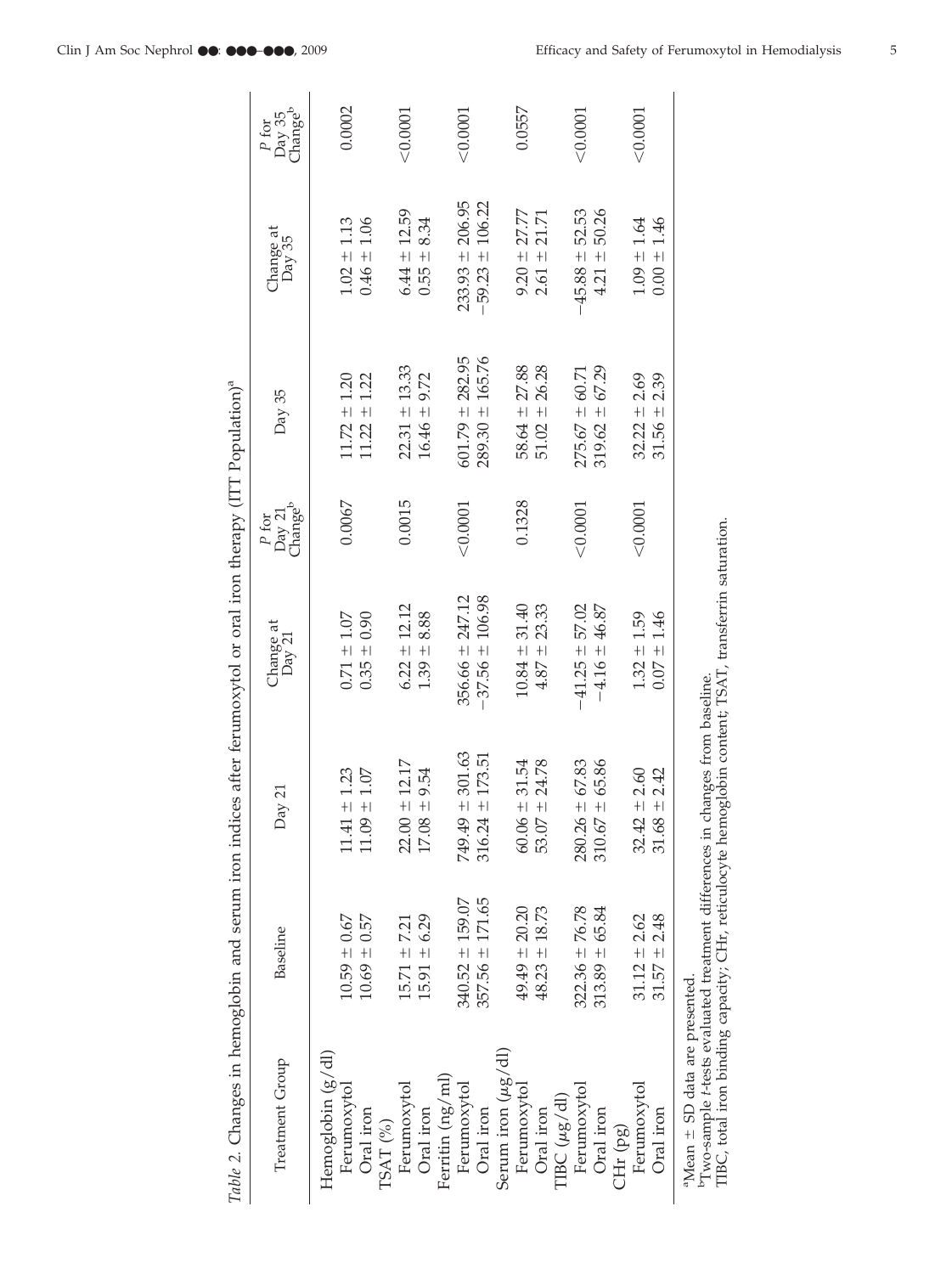*Table 2.* Changes in hemoglobin and serum iron indices after ferumoxytol or oral iron therapy (ITT Population)[a]

| Treatment Group | Baseline | Day 21 | Change at Day 21 | *P* for Day 21 Change[b] | Day 35 | Change at Day 35 | *P* for Day 35 Change[b] |
|---|---|---|---|---|---|---|---|
| Hemoglobin (g/dl) | | | | | | | |
| Ferumoxytol | 10.59 ± 0.67 | 11.41 ± 1.23 | 0.71 ± 1.07 | 0.0067 | 11.72 ± 1.20 | 1.02 ± 1.13 | 0.0002 |
| Oral iron | 10.69 ± 0.57 | 11.09 ± 1.07 | 0.35 ± 0.90 | | 11.22 ± 1.22 | 0.46 ± 1.06 | |
| TSAT (%) | | | | | | | |
| Ferumoxytol | 15.71 ± 7.21 | 22.00 ± 12.17 | 6.22 ± 12.12 | 0.0015 | 22.31 ± 13.33 | 6.44 ± 12.59 | <0.0001 |
| Oral iron | 15.91 ± 6.29 | 17.08 ± 9.54 | 1.39 ± 8.88 | | 16.46 ± 9.72 | 0.55 ± 8.34 | |
| Ferritin (ng/ml) | | | | | | | |
| Ferumoxytol | 340.52 ± 159.07 | 749.49 ± 301.63 | 356.66 ± 247.12 | <0.0001 | 601.79 ± 282.95 | 233.93 ± 206.95 | <0.0001 |
| Oral iron | 357.56 ± 171.65 | 316.24 ± 173.51 | −37.56 ± 106.98 | | 289.30 ± 165.76 | −59.23 ± 106.22 | |
| Serum iron (μg/dl) | | | | | | | |
| Ferumoxytol | 49.49 ± 20.20 | 60.06 ± 31.54 | 10.84 ± 31.40 | 0.1328 | 58.64 ± 27.88 | 9.20 ± 27.77 | 0.0557 |
| Oral iron | 48.23 ± 18.73 | 53.07 ± 24.78 | 4.87 ± 23.33 | | 51.02 ± 26.28 | 2.61 ± 21.71 | |
| TIBC (μg/dl) | | | | | | | |
| Ferumoxytol | 322.36 ± 76.78 | 280.26 ± 67.83 | −41.25 ± 57.02 | <0.0001 | 275.67 ± 60.71 | −45.88 ± 52.53 | <0.0001 |
| Oral iron | 313.89 ± 65.84 | 310.67 ± 65.86 | −4.16 ± 46.87 | | 319.62 ± 67.29 | 4.21 ± 50.26 | |
| CHr (pg) | | | | | | | |
| Ferumoxytol | 31.12 ± 2.62 | 32.42 ± 2.60 | 1.32 ± 1.59 | <0.0001 | 32.22 ± 2.69 | 1.09 ± 1.64 | <0.0001 |
| Oral iron | 31.57 ± 2.48 | 31.68 ± 2.42 | 0.07 ± 1.46 | | 31.56 ± 2.39 | 0.00 ± 1.46 | |

[a]Mean ± SD data are presented.
[b]Two-sample *t*-tests evaluated treatment differences in changes from baseline.
TIBC, total iron binding capacity; CHr, reticulocyte hemoglobin content; TSAT, transferrin saturation.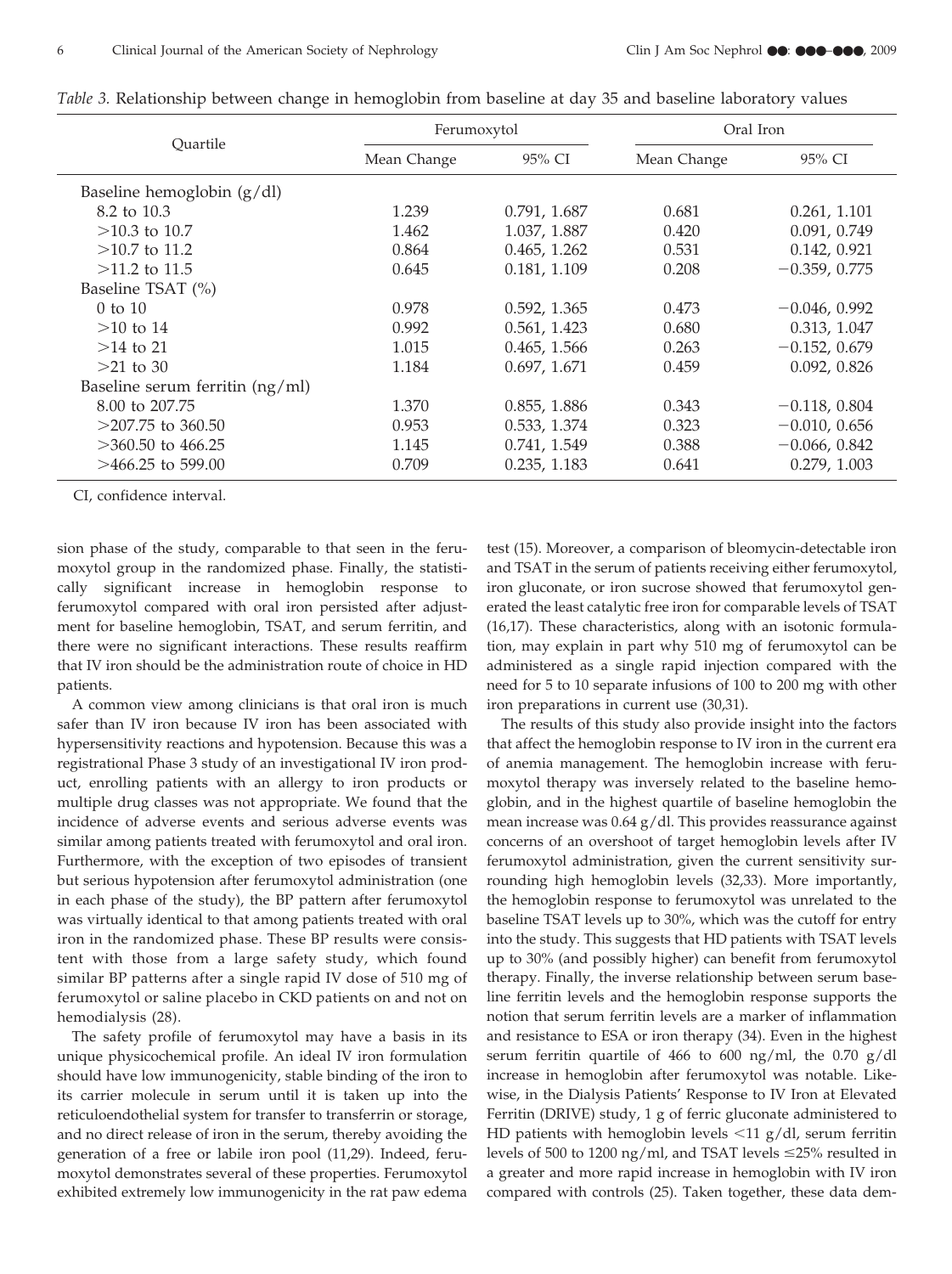*Table 3.* Relationship between change in hemoglobin from baseline at day 35 and baseline laboratory values

| Quartile | Ferumoxytol | | Oral Iron | |
|---|---|---|---|---|
| | Mean Change | 95% CI | Mean Change | 95% CI |
| Baseline hemoglobin (g/dl) | | | | |
| 8.2 to 10.3 | 1.239 | 0.791, 1.687 | 0.681 | 0.261, 1.101 |
| >10.3 to 10.7 | 1.462 | 1.037, 1.887 | 0.420 | 0.091, 0.749 |
| >10.7 to 11.2 | 0.864 | 0.465, 1.262 | 0.531 | 0.142, 0.921 |
| >11.2 to 11.5 | 0.645 | 0.181, 1.109 | 0.208 | −0.359, 0.775 |
| Baseline TSAT (%) | | | | |
| 0 to 10 | 0.978 | 0.592, 1.365 | 0.473 | −0.046, 0.992 |
| >10 to 14 | 0.992 | 0.561, 1.423 | 0.680 | 0.313, 1.047 |
| >14 to 21 | 1.015 | 0.465, 1.566 | 0.263 | −0.152, 0.679 |
| >21 to 30 | 1.184 | 0.697, 1.671 | 0.459 | 0.092, 0.826 |
| Baseline serum ferritin (ng/ml) | | | | |
| 8.00 to 207.75 | 1.370 | 0.855, 1.886 | 0.343 | −0.118, 0.804 |
| >207.75 to 360.50 | 0.953 | 0.533, 1.374 | 0.323 | −0.010, 0.656 |
| >360.50 to 466.25 | 1.145 | 0.741, 1.549 | 0.388 | −0.066, 0.842 |
| >466.25 to 599.00 | 0.709 | 0.235, 1.183 | 0.641 | 0.279, 1.003 |

CI, confidence interval.

sion phase of the study, comparable to that seen in the ferumoxytol group in the randomized phase. Finally, the statistically significant increase in hemoglobin response to ferumoxytol compared with oral iron persisted after adjustment for baseline hemoglobin, TSAT, and serum ferritin, and there were no significant interactions. These results reaffirm that IV iron should be the administration route of choice in HD patients.

A common view among clinicians is that oral iron is much safer than IV iron because IV iron has been associated with hypersensitivity reactions and hypotension. Because this was a registrational Phase 3 study of an investigational IV iron product, enrolling patients with an allergy to iron products or multiple drug classes was not appropriate. We found that the incidence of adverse events and serious adverse events was similar among patients treated with ferumoxytol and oral iron. Furthermore, with the exception of two episodes of transient but serious hypotension after ferumoxytol administration (one in each phase of the study), the BP pattern after ferumoxytol was virtually identical to that among patients treated with oral iron in the randomized phase. These BP results were consistent with those from a large safety study, which found similar BP patterns after a single rapid IV dose of 510 mg of ferumoxytol or saline placebo in CKD patients on and not on hemodialysis (28).

The safety profile of ferumoxytol may have a basis in its unique physicochemical profile. An ideal IV iron formulation should have low immunogenicity, stable binding of the iron to its carrier molecule in serum until it is taken up into the reticuloendothelial system for transfer to transferrin or storage, and no direct release of iron in the serum, thereby avoiding the generation of a free or labile iron pool (11,29). Indeed, ferumoxytol demonstrates several of these properties. Ferumoxytol exhibited extremely low immunogenicity in the rat paw edema test (15). Moreover, a comparison of bleomycin-detectable iron and TSAT in the serum of patients receiving either ferumoxytol, iron gluconate, or iron sucrose showed that ferumoxytol generated the least catalytic free iron for comparable levels of TSAT (16,17). These characteristics, along with an isotonic formulation, may explain in part why 510 mg of ferumoxytol can be administered as a single rapid injection compared with the need for 5 to 10 separate infusions of 100 to 200 mg with other iron preparations in current use (30,31).

The results of this study also provide insight into the factors that affect the hemoglobin response to IV iron in the current era of anemia management. The hemoglobin increase with ferumoxytol therapy was inversely related to the baseline hemoglobin, and in the highest quartile of baseline hemoglobin the mean increase was 0.64 g/dl. This provides reassurance against concerns of an overshoot of target hemoglobin levels after IV ferumoxytol administration, given the current sensitivity surrounding high hemoglobin levels (32,33). More importantly, the hemoglobin response to ferumoxytol was unrelated to the baseline TSAT levels up to 30%, which was the cutoff for entry into the study. This suggests that HD patients with TSAT levels up to 30% (and possibly higher) can benefit from ferumoxytol therapy. Finally, the inverse relationship between serum baseline ferritin levels and the hemoglobin response supports the notion that serum ferritin levels are a marker of inflammation and resistance to ESA or iron therapy (34). Even in the highest serum ferritin quartile of 466 to 600 ng/ml, the 0.70 g/dl increase in hemoglobin after ferumoxytol was notable. Likewise, in the Dialysis Patients' Response to IV Iron at Elevated Ferritin (DRIVE) study, 1 g of ferric gluconate administered to HD patients with hemoglobin levels <11 g/dl, serum ferritin levels of 500 to 1200 ng/ml, and TSAT levels ≤25% resulted in a greater and more rapid increase in hemoglobin with IV iron compared with controls (25). Taken together, these data dem-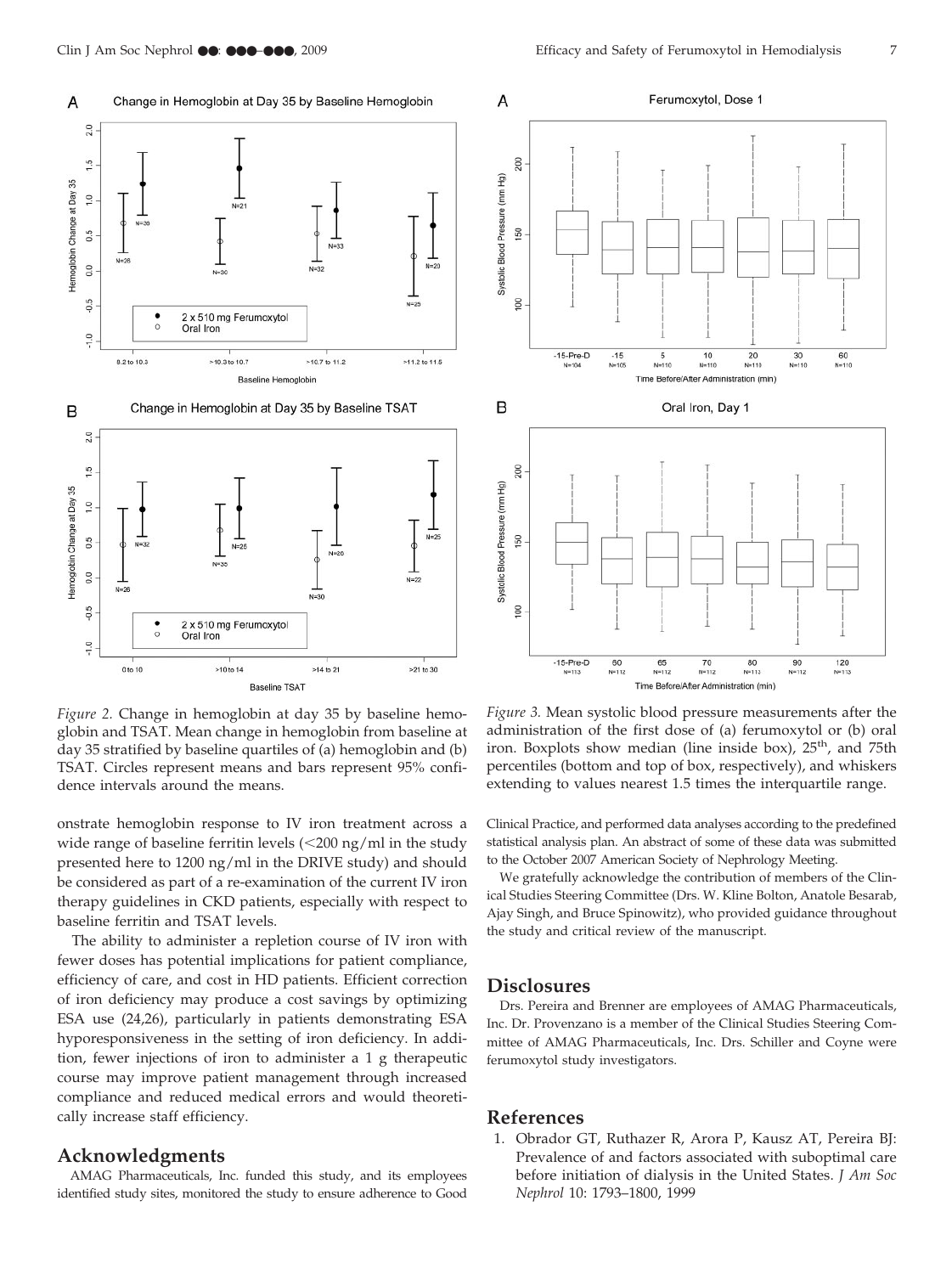*Figure 2.* Change in hemoglobin at day 35 by baseline hemoglobin and TSAT. Mean change in hemoglobin from baseline at day 35 stratified by baseline quartiles of (a) hemoglobin and (b) TSAT. Circles represent means and bars represent 95% confidence intervals around the means.

*Figure 3.* Mean systolic blood pressure measurements after the administration of the first dose of (a) ferumoxytol or (b) oral iron. Boxplots show median (line inside box), 25[th], and 75th percentiles (bottom and top of box, respectively), and whiskers extending to values nearest 1.5 times the interquartile range.

onstrate hemoglobin response to IV iron treatment across a wide range of baseline ferritin levels (<200 ng/ml in the study presented here to 1200 ng/ml in the DRIVE study) and should be considered as part of a re-examination of the current IV iron therapy guidelines in CKD patients, especially with respect to baseline ferritin and TSAT levels.

The ability to administer a repletion course of IV iron with fewer doses has potential implications for patient compliance, efficiency of care, and cost in HD patients. Efficient correction of iron deficiency may produce a cost savings by optimizing ESA use (24,26), particularly in patients demonstrating ESA hyporesponsiveness in the setting of iron deficiency. In addition, fewer injections of iron to administer a 1 g therapeutic course may improve patient management through increased compliance and reduced medical errors and would theoretically increase staff efficiency.

## Acknowledgments

AMAG Pharmaceuticals, Inc. funded this study, and its employees identified study sites, monitored the study to ensure adherence to Good Clinical Practice, and performed data analyses according to the predefined statistical analysis plan. An abstract of some of these data was submitted to the October 2007 American Society of Nephrology Meeting.

We gratefully acknowledge the contribution of members of the Clinical Studies Steering Committee (Drs. W. Kline Bolton, Anatole Besarab, Ajay Singh, and Bruce Spinowitz), who provided guidance throughout the study and critical review of the manuscript.

## Disclosures

Drs. Pereira and Brenner are employees of AMAG Pharmaceuticals, Inc. Dr. Provenzano is a member of the Clinical Studies Steering Committee of AMAG Pharmaceuticals, Inc. Drs. Schiller and Coyne were ferumoxytol study investigators.

## References

1. Obrador GT, Ruthazer R, Arora P, Kausz AT, Pereira BJ: Prevalence of and factors associated with suboptimal care before initiation of dialysis in the United States. *J Am Soc Nephrol* 10: 1793–1800, 1999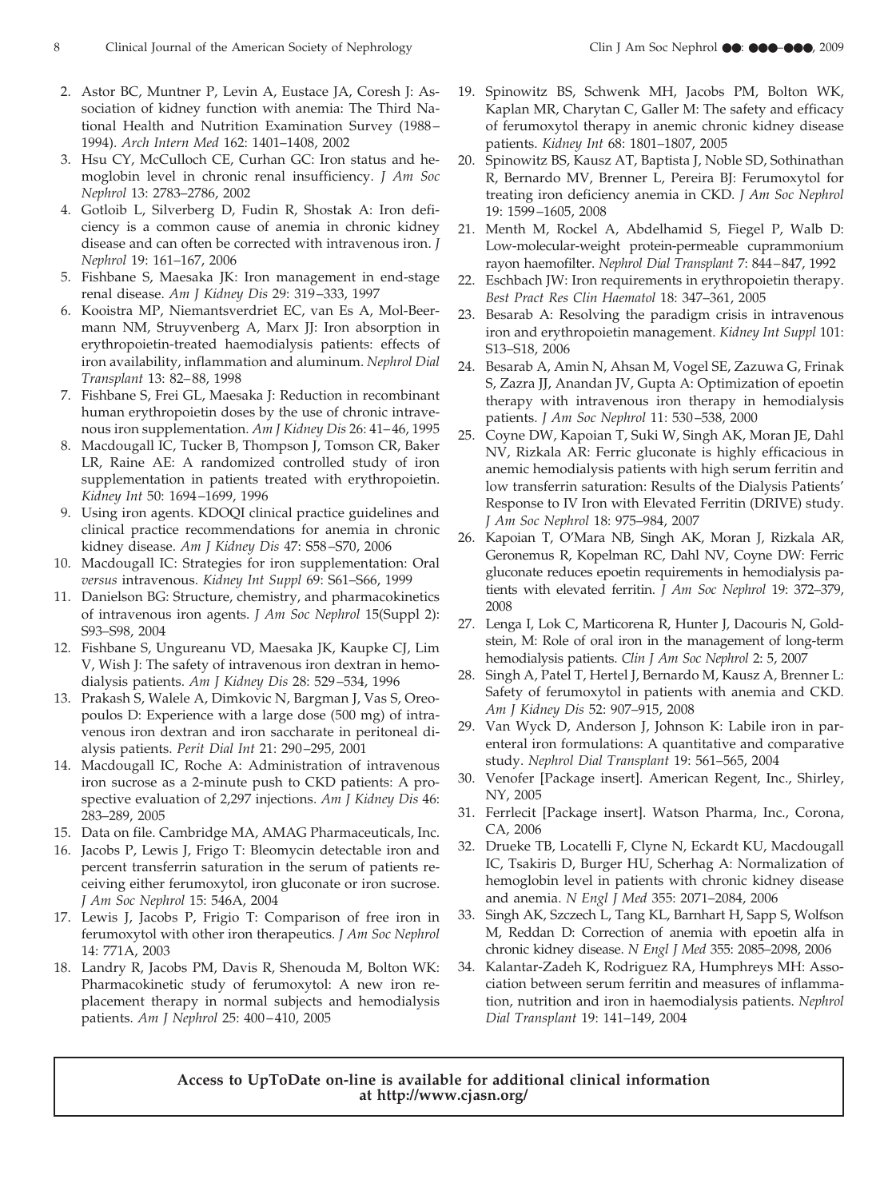2. Astor BC, Muntner P, Levin A, Eustace JA, Coresh J: Association of kidney function with anemia: The Third National Health and Nutrition Examination Survey (1988–1994). *Arch Intern Med* 162: 1401–1408, 2002
3. Hsu CY, McCulloch CE, Curhan GC: Iron status and hemoglobin level in chronic renal insufficiency. *J Am Soc Nephrol* 13: 2783–2786, 2002
4. Gotloib L, Silverberg D, Fudin R, Shostak A: Iron deficiency is a common cause of anemia in chronic kidney disease and can often be corrected with intravenous iron. *J Nephrol* 19: 161–167, 2006
5. Fishbane S, Maesaka JK: Iron management in end-stage renal disease. *Am J Kidney Dis* 29: 319–333, 1997
6. Kooistra MP, Niemantsverdriet EC, van Es A, Mol-Beermann NM, Struyvenberg A, Marx JJ: Iron absorption in erythropoietin-treated haemodialysis patients: effects of iron availability, inflammation and aluminum. *Nephrol Dial Transplant* 13: 82–88, 1998
7. Fishbane S, Frei GL, Maesaka J: Reduction in recombinant human erythropoietin doses by the use of chronic intravenous iron supplementation. *Am J Kidney Dis* 26: 41–46, 1995
8. Macdougall IC, Tucker B, Thompson J, Tomson CR, Baker LR, Raine AE: A randomized controlled study of iron supplementation in patients treated with erythropoietin. *Kidney Int* 50: 1694–1699, 1996
9. Using iron agents. KDOQI clinical practice guidelines and clinical practice recommendations for anemia in chronic kidney disease. *Am J Kidney Dis* 47: S58–S70, 2006
10. Macdougall IC: Strategies for iron supplementation: Oral *versus* intravenous. *Kidney Int Suppl* 69: S61–S66, 1999
11. Danielson BG: Structure, chemistry, and pharmacokinetics of intravenous iron agents. *J Am Soc Nephrol* 15(Suppl 2): S93–S98, 2004
12. Fishbane S, Ungureanu VD, Maesaka JK, Kaupke CJ, Lim V, Wish J: The safety of intravenous iron dextran in hemodialysis patients. *Am J Kidney Dis* 28: 529–534, 1996
13. Prakash S, Walele A, Dimkovic N, Bargman J, Vas S, Oreopoulos D: Experience with a large dose (500 mg) of intravenous iron dextran and iron saccharate in peritoneal dialysis patients. *Perit Dial Int* 21: 290–295, 2001
14. Macdougall IC, Roche A: Administration of intravenous iron sucrose as a 2-minute push to CKD patients: A prospective evaluation of 2,297 injections. *Am J Kidney Dis* 46: 283–289, 2005
15. Data on file. Cambridge MA, AMAG Pharmaceuticals, Inc.
16. Jacobs P, Lewis J, Frigo T: Bleomycin detectable iron and percent transferrin saturation in the serum of patients receiving either ferumoxytol, iron gluconate or iron sucrose. *J Am Soc Nephrol* 15: 546A, 2004
17. Lewis J, Jacobs P, Frigio T: Comparison of free iron in ferumoxytol with other iron therapeutics. *J Am Soc Nephrol* 14: 771A, 2003
18. Landry R, Jacobs PM, Davis R, Shenouda M, Bolton WK: Pharmacokinetic study of ferumoxytol: A new iron replacement therapy in normal subjects and hemodialysis patients. *Am J Nephrol* 25: 400–410, 2005
19. Spinowitz BS, Schwenk MH, Jacobs PM, Bolton WK, Kaplan MR, Charytan C, Galler M: The safety and efficacy of ferumoxytol therapy in anemic chronic kidney disease patients. *Kidney Int* 68: 1801–1807, 2005
20. Spinowitz BS, Kausz AT, Baptista J, Noble SD, Sothinathan R, Bernardo MV, Brenner L, Pereira BJ: Ferumoxytol for treating iron deficiency anemia in CKD. *J Am Soc Nephrol* 19: 1599–1605, 2008
21. Menth M, Rockel A, Abdelhamid S, Fiegel P, Walb D: Low-molecular-weight protein-permeable cuprammonium rayon haemofilter. *Nephrol Dial Transplant* 7: 844–847, 1992
22. Eschbach JW: Iron requirements in erythropoietin therapy. *Best Pract Res Clin Haematol* 18: 347–361, 2005
23. Besarab A: Resolving the paradigm crisis in intravenous iron and erythropoietin management. *Kidney Int Suppl* 101: S13–S18, 2006
24. Besarab A, Amin N, Ahsan M, Vogel SE, Zazuwa G, Frinak S, Zazra JJ, Anandan JV, Gupta A: Optimization of epoetin therapy with intravenous iron therapy in hemodialysis patients. *J Am Soc Nephrol* 11: 530–538, 2000
25. Coyne DW, Kapoian T, Suki W, Singh AK, Moran JE, Dahl NV, Rizkala AR: Ferric gluconate is highly efficacious in anemic hemodialysis patients with high serum ferritin and low transferrin saturation: Results of the Dialysis Patients' Response to IV Iron with Elevated Ferritin (DRIVE) study. *J Am Soc Nephrol* 18: 975–984, 2007
26. Kapoian T, O'Mara NB, Singh AK, Moran J, Rizkala AR, Geronemus R, Kopelman RC, Dahl NV, Coyne DW: Ferric gluconate reduces epoetin requirements in hemodialysis patients with elevated ferritin. *J Am Soc Nephrol* 19: 372–379, 2008
27. Lenga I, Lok C, Marticorena R, Hunter J, Dacouris N, Goldstein, M: Role of oral iron in the management of long-term hemodialysis patients. *Clin J Am Soc Nephrol* 2: 5, 2007
28. Singh A, Patel T, Hertel J, Bernardo M, Kausz A, Brenner L: Safety of ferumoxytol in patients with anemia and CKD. *Am J Kidney Dis* 52: 907–915, 2008
29. Van Wyck D, Anderson J, Johnson K: Labile iron in parenteral iron formulations: A quantitative and comparative study. *Nephrol Dial Transplant* 19: 561–565, 2004
30. Venofer [Package insert]. American Regent, Inc., Shirley, NY, 2005
31. Ferrlecit [Package insert]. Watson Pharma, Inc., Corona, CA, 2006
32. Drueke TB, Locatelli F, Clyne N, Eckardt KU, Macdougall IC, Tsakiris D, Burger HU, Scherhag A: Normalization of hemoglobin level in patients with chronic kidney disease and anemia. *N Engl J Med* 355: 2071–2084, 2006
33. Singh AK, Szczech L, Tang KL, Barnhart H, Sapp S, Wolfson M, Reddan D: Correction of anemia with epoetin alfa in chronic kidney disease. *N Engl J Med* 355: 2085–2098, 2006
34. Kalantar-Zadeh K, Rodriguez RA, Humphreys MH: Association between serum ferritin and measures of inflammation, nutrition and iron in haemodialysis patients. *Nephrol Dial Transplant* 19: 141–149, 2004

**Access to UpToDate on-line is available for additional clinical information at http://www.cjasn.org/**